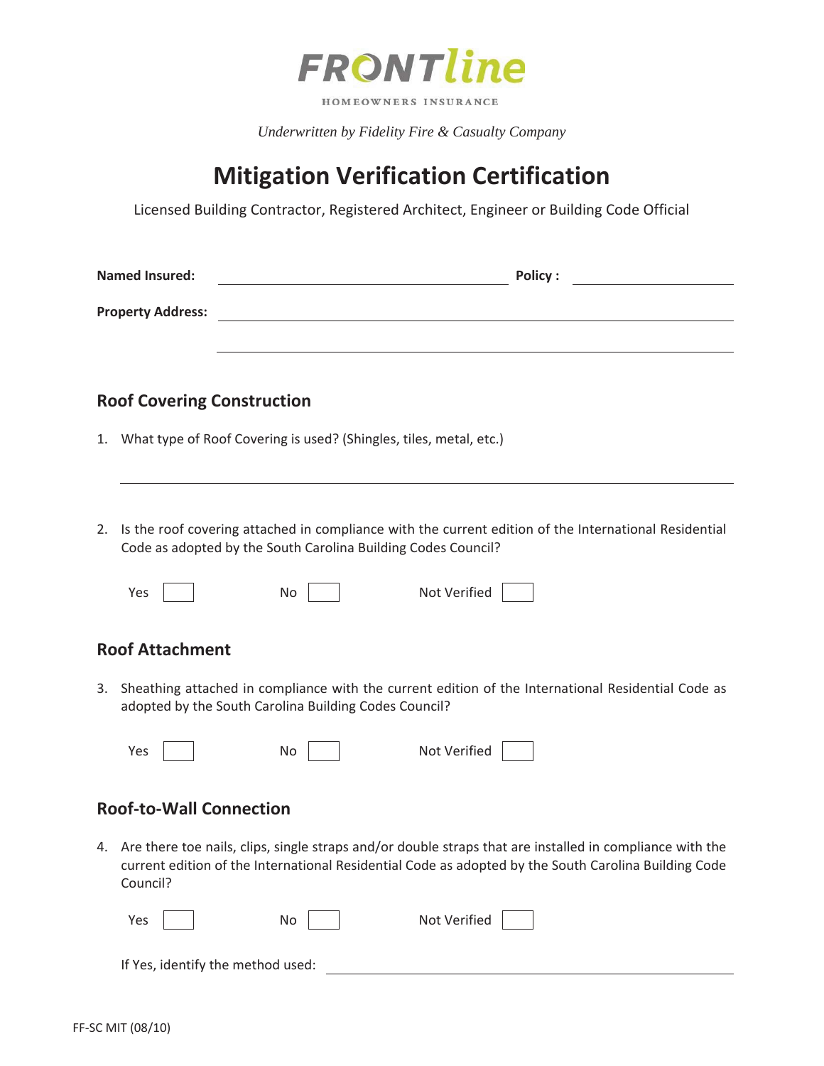**FRONTline**

HOMEOWNERS INSURANCE

*Underwritten by Fidelity Fire & Casualty Company*

# Mitigation Verification Certification

Licensed Building Contractor, Registered Architect, Engineer or Building Code Official

**Named Insured:** ______________________________ **Policy :** ____________________

**Property Address:** ______________________________________________

______________________________________________

## Roof Covering Construction

1. What type of Roof Covering is used? (Shingles, tiles, metal, etc.)

______________________________________________

2. Is the roof covering attached in compliance with the current edition of the International Residential Code as adopted by the South Carolina Building Codes Council?

Yes ☐ No ☐ Not Verified ☐

## Roof Attachment

3. Sheathing attached in compliance with the current edition of the International Residential Code as adopted by the South Carolina Building Codes Council?

Yes ☐ No ☐ Not Verified ☐

## Roof-to-Wall Connection

4. Are there toe nails, clips, single straps and/or double straps that are installed in compliance with the current edition of the International Residential Code as adopted by the South Carolina Building Code Council?

Yes ☐ No ☐ Not Verified ☐

If Yes, identify the method used: ______________________________

FF-SC MIT (08/10)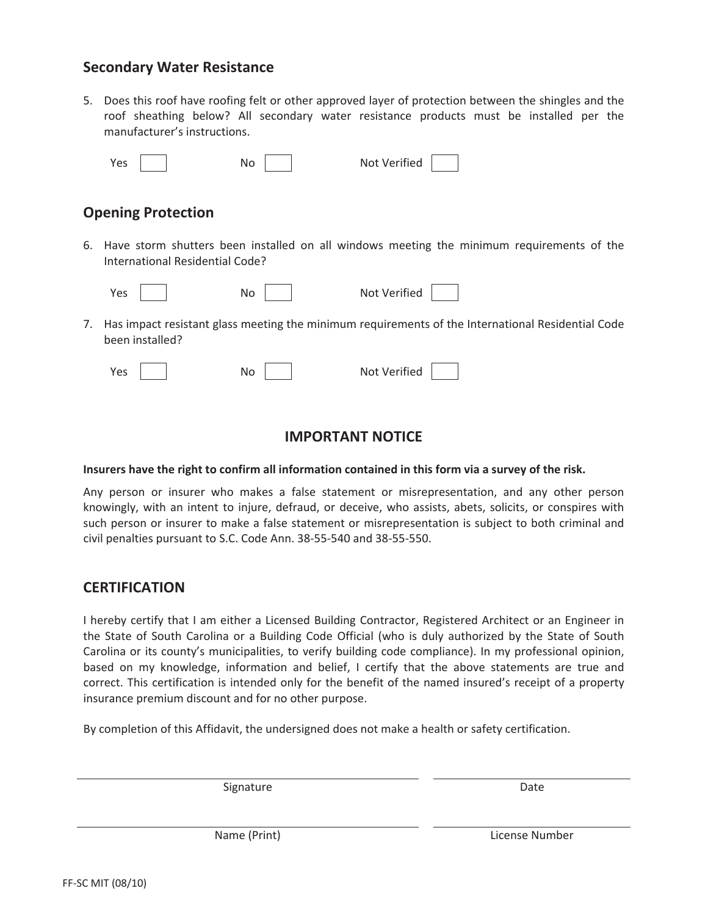## Secondary Water Resistance

5. Does this roof have roofing felt or other approved layer of protection between the shingles and the roof sheathing below? All secondary water resistance products must be installed per the manufacturer's instructions.

Yes ☐ No ☐ Not Verified ☐

## Opening Protection

6. Have storm shutters been installed on all windows meeting the minimum requirements of the International Residential Code?

Yes ☐ No ☐ Not Verified ☐

7. Has impact resistant glass meeting the minimum requirements of the International Residential Code been installed?

Yes ☐ No ☐ Not Verified ☐

## IMPORTANT NOTICE

**Insurers have the right to confirm all information contained in this form via a survey of the risk.**

Any person or insurer who makes a false statement or misrepresentation, and any other person knowingly, with an intent to injure, defraud, or deceive, who assists, abets, solicits, or conspires with such person or insurer to make a false statement or misrepresentation is subject to both criminal and civil penalties pursuant to S.C. Code Ann. 38-55-540 and 38-55-550.

## CERTIFICATION

I hereby certify that I am either a Licensed Building Contractor, Registered Architect or an Engineer in the State of South Carolina or a Building Code Official (who is duly authorized by the State of South Carolina or its county's municipalities, to verify building code compliance). In my professional opinion, based on my knowledge, information and belief, I certify that the above statements are true and correct. This certification is intended only for the benefit of the named insured's receipt of a property insurance premium discount and for no other purpose.

By completion of this Affidavit, the undersigned does not make a health or safety certification.

Signature ______________________ Date ______________________

Name (Print) ______________________ License Number ______________________

FF-SC MIT (08/10)